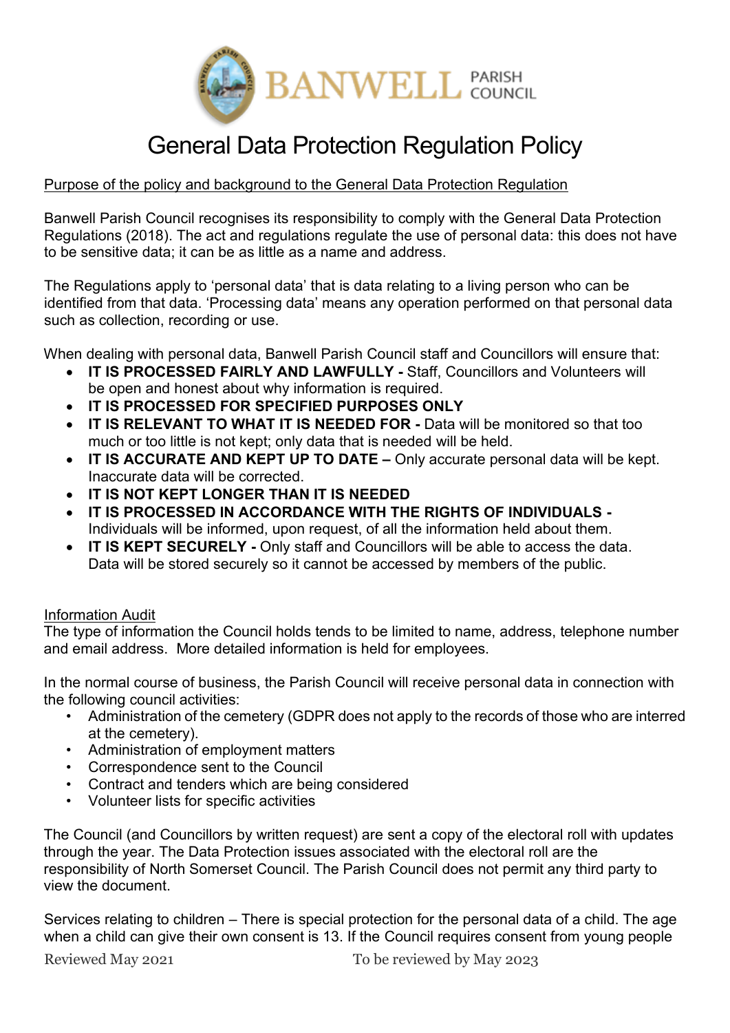BANWELL PARISH COUNCIL

# General Data Protection Regulation Policy

<u>Purpose of the policy and background to the General Data Protection Regulation</u>

Banwell Parish Council recognises its responsibility to comply with the General Data Protection Regulations (2018). The act and regulations regulate the use of personal data: this does not have to be sensitive data; it can be as little as a name and address.

The Regulations apply to 'personal data' that is data relating to a living person who can be identified from that data. 'Processing data' means any operation performed on that personal data such as collection, recording or use.

When dealing with personal data, Banwell Parish Council staff and Councillors will ensure that:

- **IT IS PROCESSED FAIRLY AND LAWFULLY -** Staff, Councillors and Volunteers will be open and honest about why information is required.
- **IT IS PROCESSED FOR SPECIFIED PURPOSES ONLY**
- **IT IS RELEVANT TO WHAT IT IS NEEDED FOR -** Data will be monitored so that too much or too little is not kept; only data that is needed will be held.
- **IT IS ACCURATE AND KEPT UP TO DATE –** Only accurate personal data will be kept. Inaccurate data will be corrected.
- **IT IS NOT KEPT LONGER THAN IT IS NEEDED**
- **IT IS PROCESSED IN ACCORDANCE WITH THE RIGHTS OF INDIVIDUALS -** Individuals will be informed, upon request, of all the information held about them.
- **IT IS KEPT SECURELY -** Only staff and Councillors will be able to access the data. Data will be stored securely so it cannot be accessed by members of the public.

<u>Information Audit</u>

The type of information the Council holds tends to be limited to name, address, telephone number and email address. More detailed information is held for employees.

In the normal course of business, the Parish Council will receive personal data in connection with the following council activities:

- Administration of the cemetery (GDPR does not apply to the records of those who are interred at the cemetery).
- Administration of employment matters
- Correspondence sent to the Council
- Contract and tenders which are being considered
- Volunteer lists for specific activities

The Council (and Councillors by written request) are sent a copy of the electoral roll with updates through the year. The Data Protection issues associated with the electoral roll are the responsibility of North Somerset Council. The Parish Council does not permit any third party to view the document.

Services relating to children – There is special protection for the personal data of a child. The age when a child can give their own consent is 13. If the Council requires consent from young people

Reviewed May 2021 To be reviewed by May 2023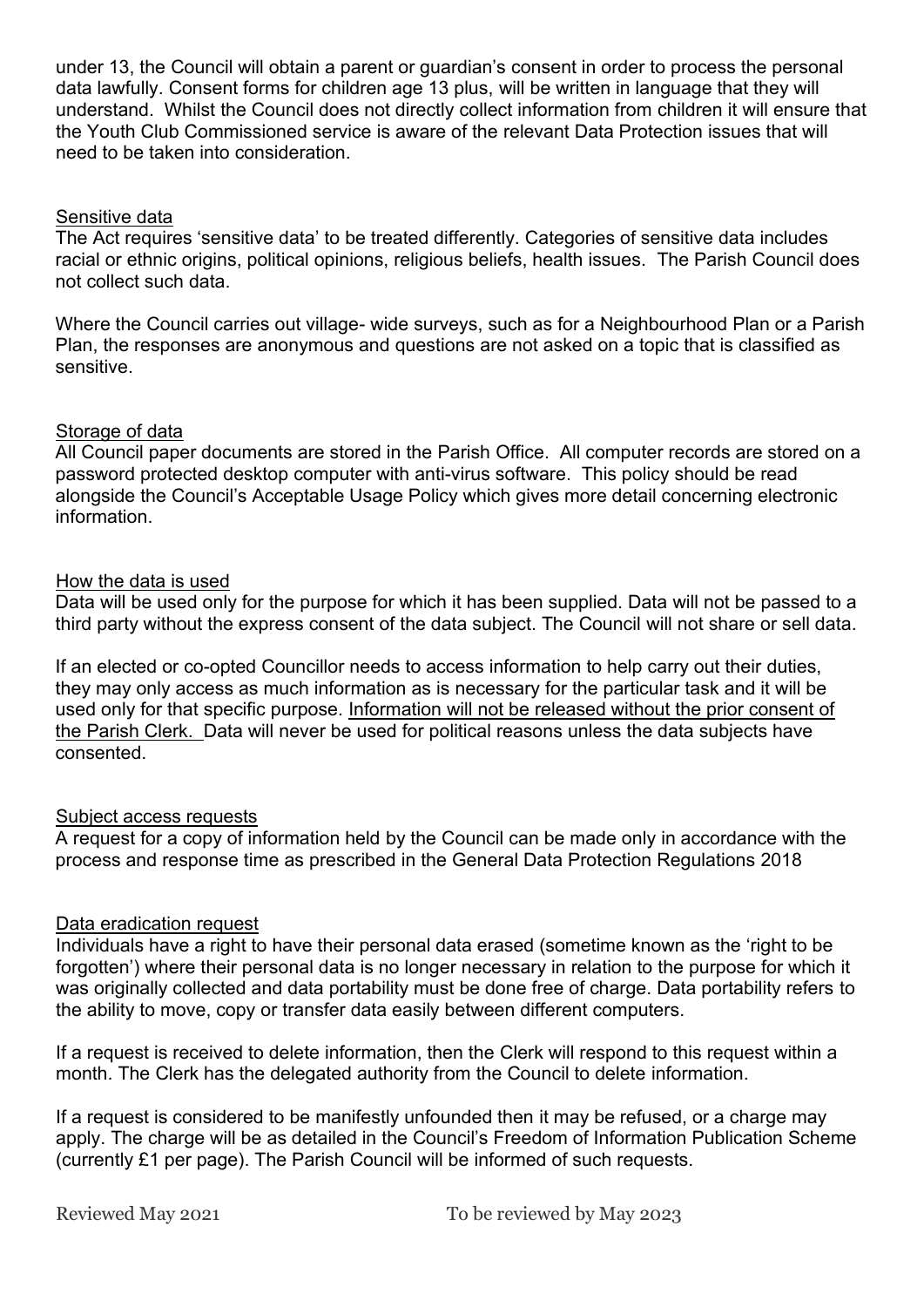under 13, the Council will obtain a parent or guardian's consent in order to process the personal data lawfully. Consent forms for children age 13 plus, will be written in language that they will understand. Whilst the Council does not directly collect information from children it will ensure that the Youth Club Commissioned service is aware of the relevant Data Protection issues that will need to be taken into consideration.

<u>Sensitive data</u>

The Act requires 'sensitive data' to be treated differently. Categories of sensitive data includes racial or ethnic origins, political opinions, religious beliefs, health issues. The Parish Council does not collect such data.

Where the Council carries out village- wide surveys, such as for a Neighbourhood Plan or a Parish Plan, the responses are anonymous and questions are not asked on a topic that is classified as sensitive.

<u>Storage of data</u>

All Council paper documents are stored in the Parish Office. All computer records are stored on a password protected desktop computer with anti-virus software. This policy should be read alongside the Council's Acceptable Usage Policy which gives more detail concerning electronic information.

<u>How the data is used</u>

Data will be used only for the purpose for which it has been supplied. Data will not be passed to a third party without the express consent of the data subject. The Council will not share or sell data.

If an elected or co-opted Councillor needs to access information to help carry out their duties, they may only access as much information as is necessary for the particular task and it will be used only for that specific purpose. <u>Information will not be released without the prior consent of the Parish Clerk.</u> Data will never be used for political reasons unless the data subjects have consented.

<u>Subject access requests</u>

A request for a copy of information held by the Council can be made only in accordance with the process and response time as prescribed in the General Data Protection Regulations 2018

<u>Data eradication request</u>

Individuals have a right to have their personal data erased (sometime known as the 'right to be forgotten') where their personal data is no longer necessary in relation to the purpose for which it was originally collected and data portability must be done free of charge. Data portability refers to the ability to move, copy or transfer data easily between different computers.

If a request is received to delete information, then the Clerk will respond to this request within a month. The Clerk has the delegated authority from the Council to delete information.

If a request is considered to be manifestly unfounded then it may be refused, or a charge may apply. The charge will be as detailed in the Council's Freedom of Information Publication Scheme (currently £1 per page). The Parish Council will be informed of such requests.

Reviewed May 2021 To be reviewed by May 2023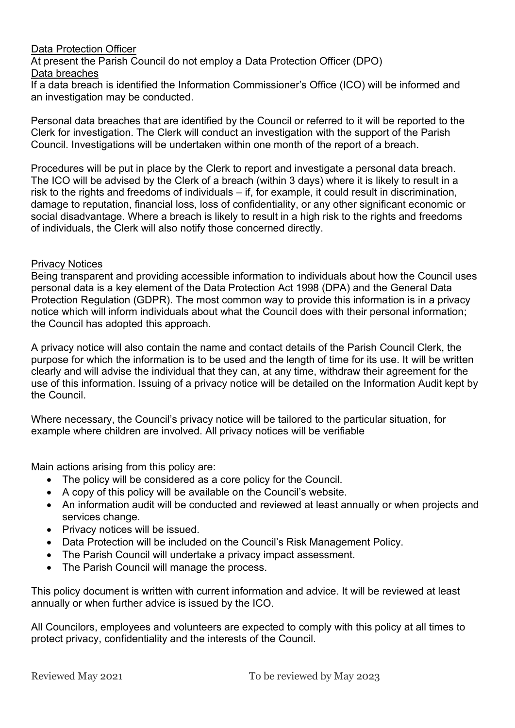Data Protection Officer

At present the Parish Council do not employ a Data Protection Officer (DPO)

Data breaches

If a data breach is identified the Information Commissioner's Office (ICO) will be informed and an investigation may be conducted.

Personal data breaches that are identified by the Council or referred to it will be reported to the Clerk for investigation. The Clerk will conduct an investigation with the support of the Parish Council. Investigations will be undertaken within one month of the report of a breach.

Procedures will be put in place by the Clerk to report and investigate a personal data breach. The ICO will be advised by the Clerk of a breach (within 3 days) where it is likely to result in a risk to the rights and freedoms of individuals – if, for example, it could result in discrimination, damage to reputation, financial loss, loss of confidentiality, or any other significant economic or social disadvantage. Where a breach is likely to result in a high risk to the rights and freedoms of individuals, the Clerk will also notify those concerned directly.

Privacy Notices

Being transparent and providing accessible information to individuals about how the Council uses personal data is a key element of the Data Protection Act 1998 (DPA) and the General Data Protection Regulation (GDPR). The most common way to provide this information is in a privacy notice which will inform individuals about what the Council does with their personal information; the Council has adopted this approach.

A privacy notice will also contain the name and contact details of the Parish Council Clerk, the purpose for which the information is to be used and the length of time for its use. It will be written clearly and will advise the individual that they can, at any time, withdraw their agreement for the use of this information. Issuing of a privacy notice will be detailed on the Information Audit kept by the Council.

Where necessary, the Council's privacy notice will be tailored to the particular situation, for example where children are involved. All privacy notices will be verifiable

Main actions arising from this policy are:

- The policy will be considered as a core policy for the Council.
- A copy of this policy will be available on the Council's website.
- An information audit will be conducted and reviewed at least annually or when projects and services change.
- Privacy notices will be issued.
- Data Protection will be included on the Council's Risk Management Policy.
- The Parish Council will undertake a privacy impact assessment.
- The Parish Council will manage the process.

This policy document is written with current information and advice. It will be reviewed at least annually or when further advice is issued by the ICO.

All Councilors, employees and volunteers are expected to comply with this policy at all times to protect privacy, confidentiality and the interests of the Council.

Reviewed May 2021 To be reviewed by May 2023